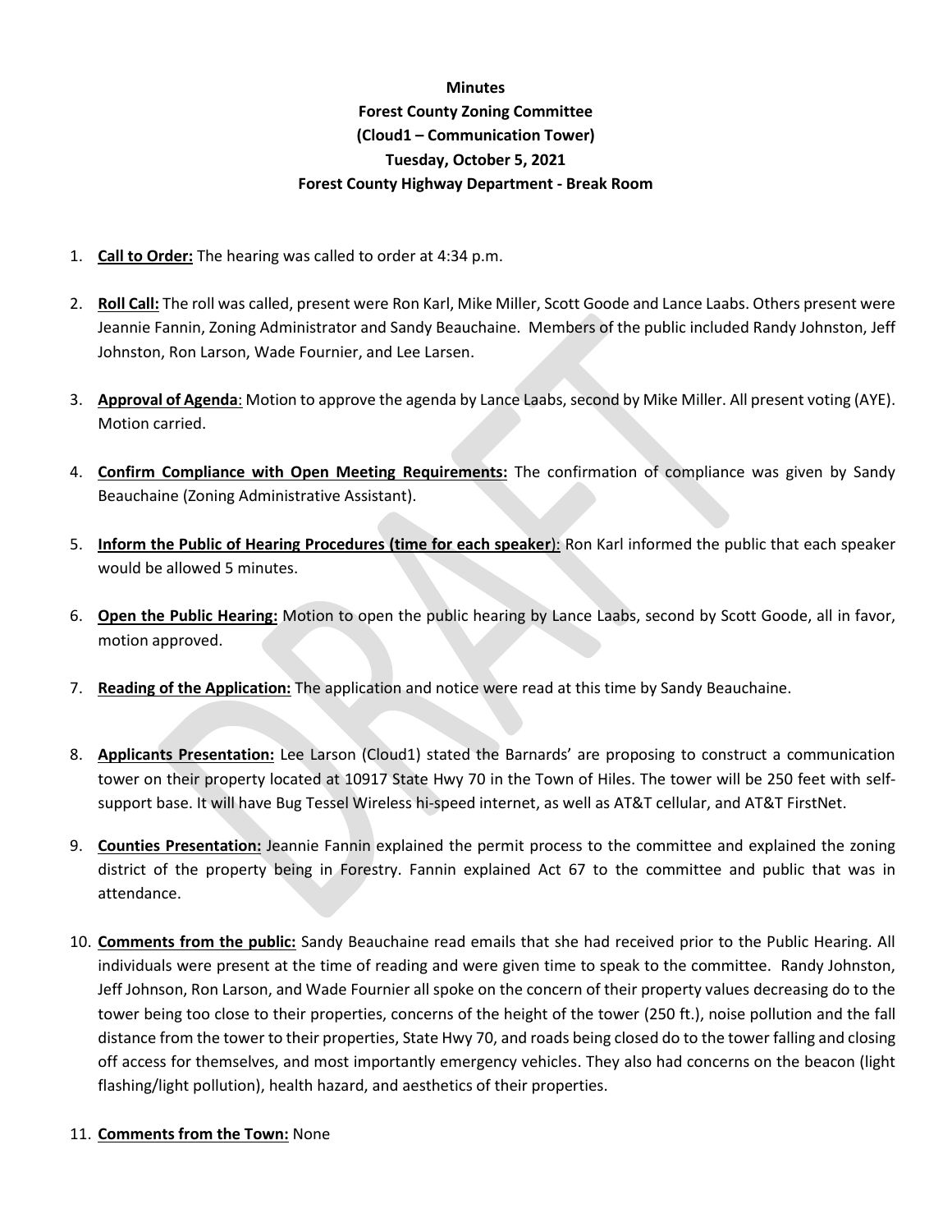**Minutes**
**Forest County Zoning Committee**
**(Cloud1 – Communication Tower)**
**Tuesday, October 5, 2021**
**Forest County Highway Department - Break Room**

1. **Call to Order:** The hearing was called to order at 4:34 p.m.

2. **Roll Call:** The roll was called, present were Ron Karl, Mike Miller, Scott Goode and Lance Laabs. Others present were Jeannie Fannin, Zoning Administrator and Sandy Beauchaine. Members of the public included Randy Johnston, Jeff Johnston, Ron Larson, Wade Fournier, and Lee Larsen.

3. **Approval of Agenda**: Motion to approve the agenda by Lance Laabs, second by Mike Miller. All present voting (AYE). Motion carried.

4. **Confirm Compliance with Open Meeting Requirements:** The confirmation of compliance was given by Sandy Beauchaine (Zoning Administrative Assistant).

5. **Inform the Public of Hearing Procedures (time for each speaker)**: Ron Karl informed the public that each speaker would be allowed 5 minutes.

6. **Open the Public Hearing:** Motion to open the public hearing by Lance Laabs, second by Scott Goode, all in favor, motion approved.

7. **Reading of the Application:** The application and notice were read at this time by Sandy Beauchaine.

8. **Applicants Presentation:** Lee Larson (Cloud1) stated the Barnards' are proposing to construct a communication tower on their property located at 10917 State Hwy 70 in the Town of Hiles. The tower will be 250 feet with self-support base. It will have Bug Tessel Wireless hi-speed internet, as well as AT&T cellular, and AT&T FirstNet.

9. **Counties Presentation:** Jeannie Fannin explained the permit process to the committee and explained the zoning district of the property being in Forestry. Fannin explained Act 67 to the committee and public that was in attendance.

10. **Comments from the public:** Sandy Beauchaine read emails that she had received prior to the Public Hearing. All individuals were present at the time of reading and were given time to speak to the committee. Randy Johnston, Jeff Johnson, Ron Larson, and Wade Fournier all spoke on the concern of their property values decreasing do to the tower being too close to their properties, concerns of the height of the tower (250 ft.), noise pollution and the fall distance from the tower to their properties, State Hwy 70, and roads being closed do to the tower falling and closing off access for themselves, and most importantly emergency vehicles. They also had concerns on the beacon (light flashing/light pollution), health hazard, and aesthetics of their properties.

11. **Comments from the Town:** None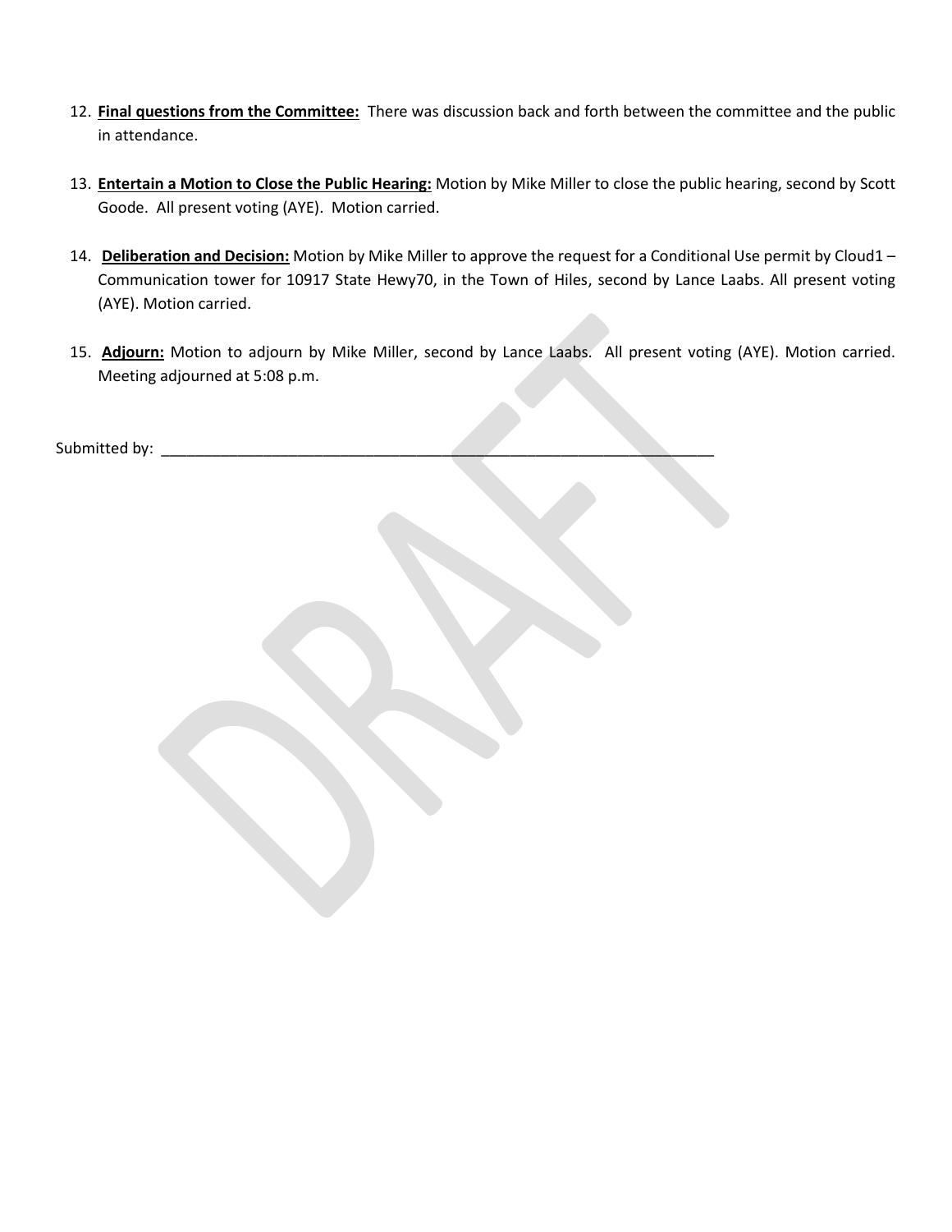12. **Final questions from the Committee:** There was discussion back and forth between the committee and the public in attendance.

13. **Entertain a Motion to Close the Public Hearing:** Motion by Mike Miller to close the public hearing, second by Scott Goode. All present voting (AYE). Motion carried.

14. **Deliberation and Decision:** Motion by Mike Miller to approve the request for a Conditional Use permit by Cloud1 – Communication tower for 10917 State Hewy70, in the Town of Hiles, second by Lance Laabs. All present voting (AYE). Motion carried.

15. **Adjourn:** Motion to adjourn by Mike Miller, second by Lance Laabs. All present voting (AYE). Motion carried. Meeting adjourned at 5:08 p.m.

Submitted by: ___________________________________________________________________

DRAFT